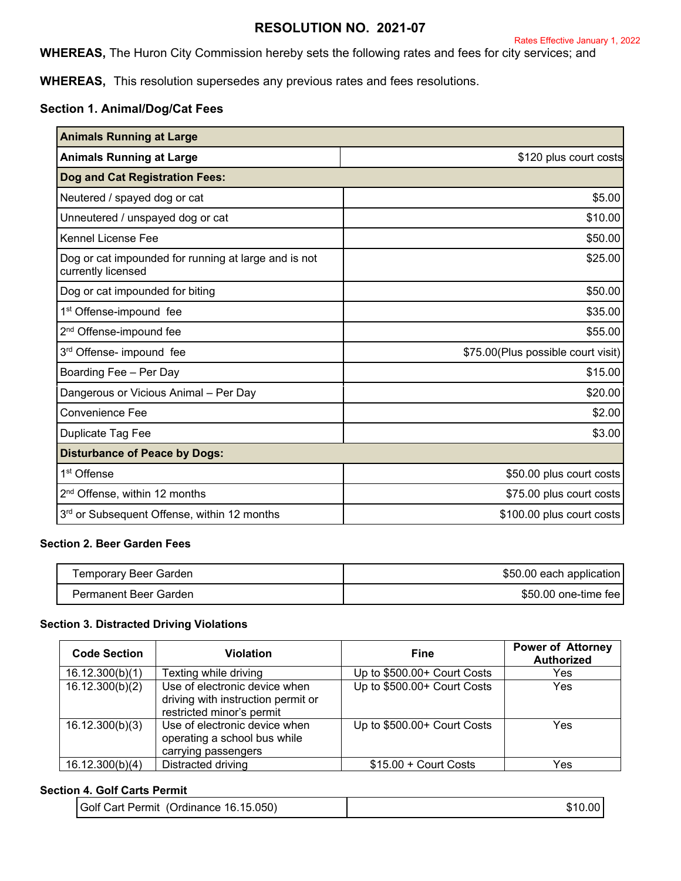# RESOLUTION NO. 2021-07

Rates Effective January 1, 2022

**WHEREAS,** The Huron City Commission hereby sets the following rates and fees for city services; and

**WHEREAS,** This resolution supersedes any previous rates and fees resolutions.

### Section 1. Animal/Dog/Cat Fees

| **Animals Running at Large** | |
|---|---|
| **Animals Running at Large** | $120 plus court costs |
| **Dog and Cat Registration Fees:** | |
| Neutered / spayed dog or cat | $5.00 |
| Unneutered / unspayed dog or cat | $10.00 |
| Kennel License Fee | $50.00 |
| Dog or cat impounded for running at large and is not currently licensed | $25.00 |
| Dog or cat impounded for biting | $50.00 |
| 1st Offense-impound fee | $35.00 |
| 2nd Offense-impound fee | $55.00 |
| 3rd Offense- impound fee | $75.00(Plus possible court visit) |
| Boarding Fee – Per Day | $15.00 |
| Dangerous or Vicious Animal – Per Day | $20.00 |
| Convenience Fee | $2.00 |
| Duplicate Tag Fee | $3.00 |
| **Disturbance of Peace by Dogs:** | |
| 1st Offense | $50.00 plus court costs |
| 2nd Offense, within 12 months | $75.00 plus court costs |
| 3rd or Subsequent Offense, within 12 months | $100.00 plus court costs |

### Section 2. Beer Garden Fees

| Temporary Beer Garden | $50.00 each application |
|---|---|
| Permanent Beer Garden | $50.00 one-time fee |

### Section 3. Distracted Driving Violations

| Code Section | Violation | Fine | Power of Attorney Authorized |
|---|---|---|---|
| 16.12.300(b)(1) | Texting while driving | Up to $500.00+ Court Costs | Yes |
| 16.12.300(b)(2) | Use of electronic device when driving with instruction permit or restricted minor's permit | Up to $500.00+ Court Costs | Yes |
| 16.12.300(b)(3) | Use of electronic device when operating a school bus while carrying passengers | Up to $500.00+ Court Costs | Yes |
| 16.12.300(b)(4) | Distracted driving | $15.00 + Court Costs | Yes |

### Section 4. Golf Carts Permit

| Golf Cart Permit (Ordinance 16.15.050) | $10.00 |
|---|---|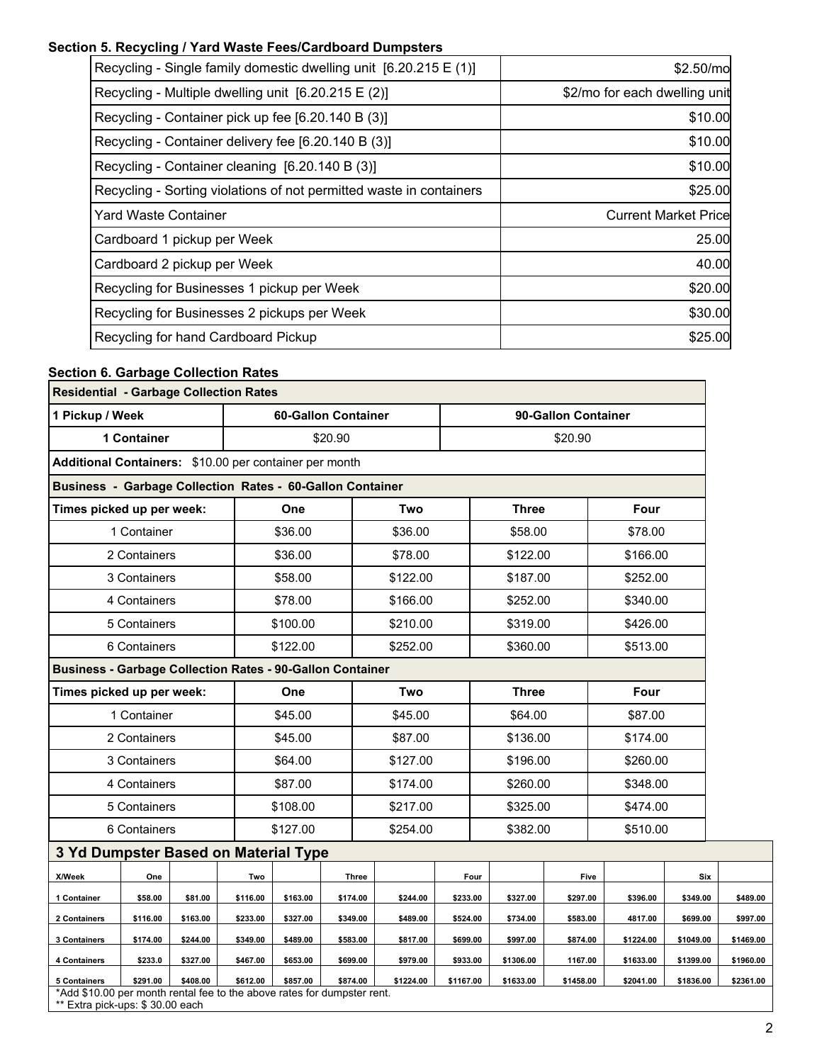### Section 5. Recycling / Yard Waste Fees/Cardboard Dumpsters

| | |
|---|---|
| Recycling - Single family domestic dwelling unit [6.20.215 E (1)] | $2.50/mo |
| Recycling - Multiple dwelling unit [6.20.215 E (2)] | $2/mo for each dwelling unit |
| Recycling - Container pick up fee [6.20.140 B (3)] | $10.00 |
| Recycling - Container delivery fee [6.20.140 B (3)] | $10.00 |
| Recycling - Container cleaning [6.20.140 B (3)] | $10.00 |
| Recycling - Sorting violations of not permitted waste in containers | $25.00 |
| Yard Waste Container | Current Market Price |
| Cardboard 1 pickup per Week | 25.00 |
| Cardboard 2 pickup per Week | 40.00 |
| Recycling for Businesses 1 pickup per Week | $20.00 |
| Recycling for Businesses 2 pickups per Week | $30.00 |
| Recycling for hand Cardboard Pickup | $25.00 |

### Section 6. Garbage Collection Rates

**Residential - Garbage Collection Rates**

| 1 Pickup / Week | 60-Gallon Container | 90-Gallon Container |
|---|---|---|
| 1 Container | $20.90 | $20.90 |

**Additional Containers:** $10.00 per container per month

**Business - Garbage Collection Rates - 60-Gallon Container**

| Times picked up per week: | One | Two | Three | Four |
|---|---|---|---|---|
| 1 Container | $36.00 | $36.00 | $58.00 | $78.00 |
| 2 Containers | $36.00 | $78.00 | $122.00 | $166.00 |
| 3 Containers | $58.00 | $122.00 | $187.00 | $252.00 |
| 4 Containers | $78.00 | $166.00 | $252.00 | $340.00 |
| 5 Containers | $100.00 | $210.00 | $319.00 | $426.00 |
| 6 Containers | $122.00 | $252.00 | $360.00 | $513.00 |

**Business - Garbage Collection Rates - 90-Gallon Container**

| Times picked up per week: | One | Two | Three | Four |
|---|---|---|---|---|
| 1 Container | $45.00 | $45.00 | $64.00 | $87.00 |
| 2 Containers | $45.00 | $87.00 | $136.00 | $174.00 |
| 3 Containers | $64.00 | $127.00 | $196.00 | $260.00 |
| 4 Containers | $87.00 | $174.00 | $260.00 | $348.00 |
| 5 Containers | $108.00 | $217.00 | $325.00 | $474.00 |
| 6 Containers | $127.00 | $254.00 | $382.00 | $510.00 |

**3 Yd Dumpster Based on Material Type**

| X/Week | One | | Two | | Three | | Four | | Five | | Six | |
|---|---|---|---|---|---|---|---|---|---|---|---|---|
| 1 Container | $58.00 | $81.00 | $116.00 | $163.00 | $174.00 | $244.00 | $233.00 | $327.00 | $297.00 | $396.00 | $349.00 | $489.00 |
| 2 Containers | $116.00 | $163.00 | $233.00 | $327.00 | $349.00 | $489.00 | $524.00 | $734.00 | $583.00 | 4817.00 | $699.00 | $997.00 |
| 3 Containers | $174.00 | $244.00 | $349.00 | $489.00 | $583.00 | $817.00 | $699.00 | $997.00 | $874.00 | $1224.00 | $1049.00 | $1469.00 |
| 4 Containers | $233.0 | $327.00 | $467.00 | $653.00 | $699.00 | $979.00 | $933.00 | $1306.00 | 1167.00 | $1633.00 | $1399.00 | $1960.00 |
| 5 Containers | $291.00 | $408.00 | $612.00 | $857.00 | $874.00 | $1224.00 | $1167.00 | $1633.00 | $1458.00 | $2041.00 | $1836.00 | $2361.00 |

*Add $10.00 per month rental fee to the above rates for dumpster rent.
** Extra pick-ups: $ 30.00 each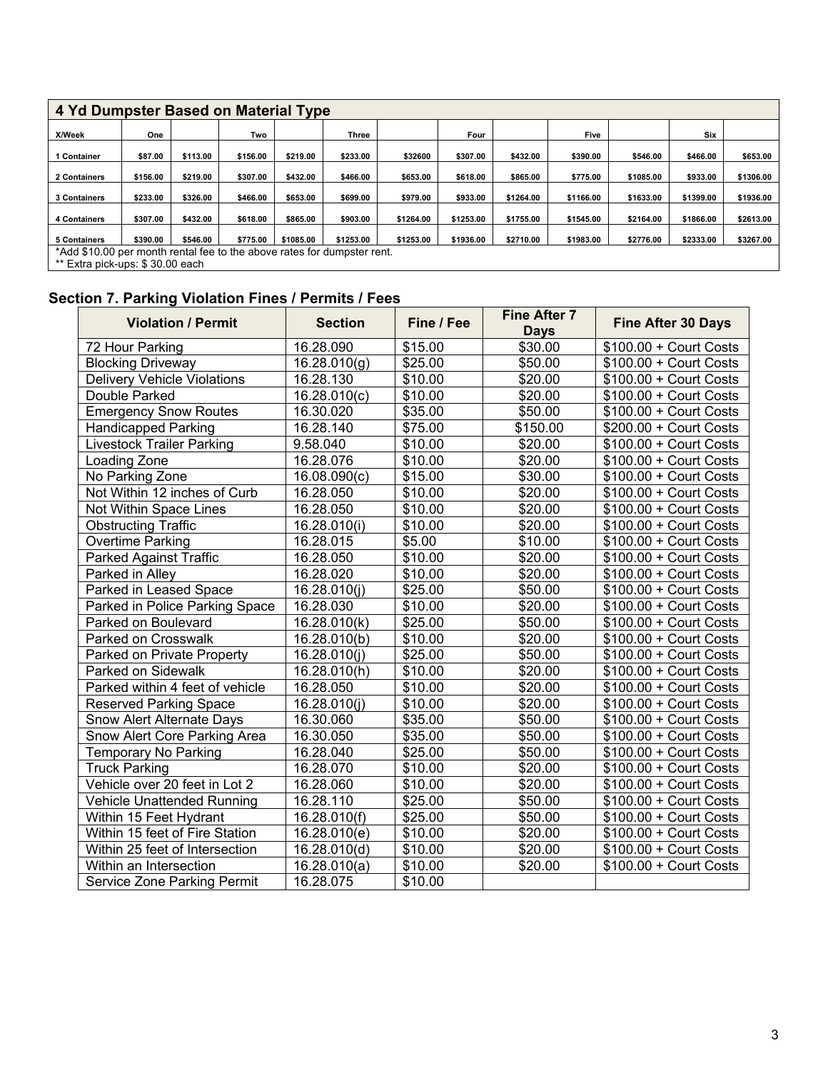## 4 Yd Dumpster Based on Material Type

| X/Week | One | | Two | | Three | | Four | | Five | | Six | |
|---|---|---|---|---|---|---|---|---|---|---|---|---|
| 1 Container | $87.00 | $113.00 | $156.00 | $219.00 | $233.00 | $32600 | $307.00 | $432.00 | $390.00 | $546.00 | $466.00 | $653.00 |
| 2 Containers | $156.00 | $219.00 | $307.00 | $432.00 | $466.00 | $653.00 | $618.00 | $865.00 | $775.00 | $1085.00 | $933.00 | $1306.00 |
| 3 Containers | $233.00 | $326.00 | $466.00 | $653.00 | $699.00 | $979.00 | $933.00 | $1264.00 | $1166.00 | $1633.00 | $1399.00 | $1936.00 |
| 4 Containers | $307.00 | $432.00 | $618.00 | $865.00 | $903.00 | $1264.00 | $1253.00 | $1755.00 | $1545.00 | $2164.00 | $1866.00 | $2613.00 |
| 5 Containers | $390.00 | $546.00 | $775.00 | $1085.00 | $1253.00 | $1253.00 | $1936.00 | $2710.00 | $1983.00 | $2776.00 | $2333.00 | $3267.00 |

*Add $10.00 per month rental fee to the above rates for dumpster rent.
** Extra pick-ups: $ 30.00 each

### Section 7. Parking Violation Fines / Permits / Fees

| Violation / Permit | Section | Fine / Fee | Fine After 7 Days | Fine After 30 Days |
|---|---|---|---|---|
| 72 Hour Parking | 16.28.090 | $15.00 | $30.00 | $100.00 + Court Costs |
| Blocking Driveway | 16.28.010(g) | $25.00 | $50.00 | $100.00 + Court Costs |
| Delivery Vehicle Violations | 16.28.130 | $10.00 | $20.00 | $100.00 + Court Costs |
| Double Parked | 16.28.010(c) | $10.00 | $20.00 | $100.00 + Court Costs |
| Emergency Snow Routes | 16.30.020 | $35.00 | $50.00 | $100.00 + Court Costs |
| Handicapped Parking | 16.28.140 | $75.00 | $150.00 | $200.00 + Court Costs |
| Livestock Trailer Parking | 9.58.040 | $10.00 | $20.00 | $100.00 + Court Costs |
| Loading Zone | 16.28.076 | $10.00 | $20.00 | $100.00 + Court Costs |
| No Parking Zone | 16.08.090(c) | $15.00 | $30.00 | $100.00 + Court Costs |
| Not Within 12 inches of Curb | 16.28.050 | $10.00 | $20.00 | $100.00 + Court Costs |
| Not Within Space Lines | 16.28.050 | $10.00 | $20.00 | $100.00 + Court Costs |
| Obstructing Traffic | 16.28.010(i) | $10.00 | $20.00 | $100.00 + Court Costs |
| Overtime Parking | 16.28.015 | $5.00 | $10.00 | $100.00 + Court Costs |
| Parked Against Traffic | 16.28.050 | $10.00 | $20.00 | $100.00 + Court Costs |
| Parked in Alley | 16.28.020 | $10.00 | $20.00 | $100.00 + Court Costs |
| Parked in Leased Space | 16.28.010(j) | $25.00 | $50.00 | $100.00 + Court Costs |
| Parked in Police Parking Space | 16.28.030 | $10.00 | $20.00 | $100.00 + Court Costs |
| Parked on Boulevard | 16.28.010(k) | $25.00 | $50.00 | $100.00 + Court Costs |
| Parked on Crosswalk | 16.28.010(b) | $10.00 | $20.00 | $100.00 + Court Costs |
| Parked on Private Property | 16.28.010(j) | $25.00 | $50.00 | $100.00 + Court Costs |
| Parked on Sidewalk | 16.28.010(h) | $10.00 | $20.00 | $100.00 + Court Costs |
| Parked within 4 feet of vehicle | 16.28.050 | $10.00 | $20.00 | $100.00 + Court Costs |
| Reserved Parking Space | 16.28.010(j) | $10.00 | $20.00 | $100.00 + Court Costs |
| Snow Alert Alternate Days | 16.30.060 | $35.00 | $50.00 | $100.00 + Court Costs |
| Snow Alert Core Parking Area | 16.30.050 | $35.00 | $50.00 | $100.00 + Court Costs |
| Temporary No Parking | 16.28.040 | $25.00 | $50.00 | $100.00 + Court Costs |
| Truck Parking | 16.28.070 | $10.00 | $20.00 | $100.00 + Court Costs |
| Vehicle over 20 feet in Lot 2 | 16.28.060 | $10.00 | $20.00 | $100.00 + Court Costs |
| Vehicle Unattended Running | 16.28.110 | $25.00 | $50.00 | $100.00 + Court Costs |
| Within 15 Feet Hydrant | 16.28.010(f) | $25.00 | $50.00 | $100.00 + Court Costs |
| Within 15 feet of Fire Station | 16.28.010(e) | $10.00 | $20.00 | $100.00 + Court Costs |
| Within 25 feet of Intersection | 16.28.010(d) | $10.00 | $20.00 | $100.00 + Court Costs |
| Within an Intersection | 16.28.010(a) | $10.00 | $20.00 | $100.00 + Court Costs |
| Service Zone Parking Permit | 16.28.075 | $10.00 | | |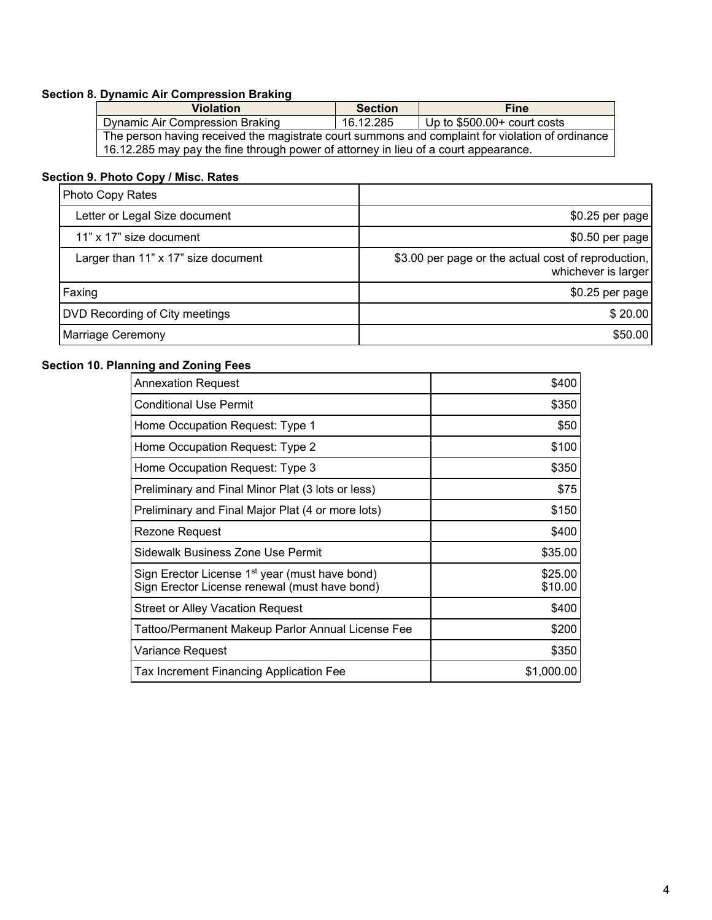**Section 8. Dynamic Air Compression Braking**

| Violation | Section | Fine |
|---|---|---|
| Dynamic Air Compression Braking | 16.12.285 | Up to $500.00+ court costs |
| The person having received the magistrate court summons and complaint for violation of ordinance 16.12.285 may pay the fine through power of attorney in lieu of a court appearance. | | |

**Section 9. Photo Copy / Misc. Rates**

| Photo Copy Rates | |
|---|---|
| Letter or Legal Size document | $0.25 per page |
| 11" x 17" size document | $0.50 per page |
| Larger than 11" x 17" size document | $3.00 per page or the actual cost of reproduction, whichever is larger |
| Faxing | $0.25 per page |
| DVD Recording of City meetings | $ 20.00 |
| Marriage Ceremony | $50.00 |

**Section 10. Planning and Zoning Fees**

| Item | Fee |
|---|---|
| Annexation Request | $400 |
| Conditional Use Permit | $350 |
| Home Occupation Request: Type 1 | $50 |
| Home Occupation Request: Type 2 | $100 |
| Home Occupation Request: Type 3 | $350 |
| Preliminary and Final Minor Plat (3 lots or less) | $75 |
| Preliminary and Final Major Plat (4 or more lots) | $150 |
| Rezone Request | $400 |
| Sidewalk Business Zone Use Permit | $35.00 |
| Sign Erector License 1st year (must have bond)<br>Sign Erector License renewal (must have bond) | $25.00<br>$10.00 |
| Street or Alley Vacation Request | $400 |
| Tattoo/Permanent Makeup Parlor Annual License Fee | $200 |
| Variance Request | $350 |
| Tax Increment Financing Application Fee | $1,000.00 |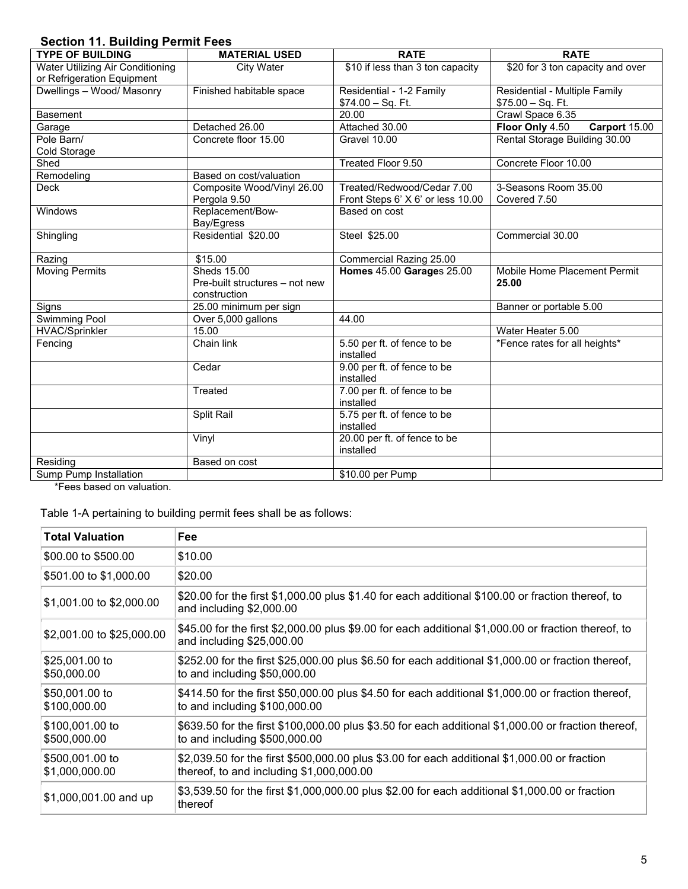## Section 11. Building Permit Fees

| TYPE OF BUILDING | MATERIAL USED | RATE | RATE |
|---|---|---|---|
| Water Utilizing Air Conditioning or Refrigeration Equipment | City Water | $10 if less than 3 ton capacity | $20 for 3 ton capacity and over |
| Dwellings – Wood/ Masonry | Finished habitable space | Residential - 1-2 Family $74.00 – Sq. Ft. | Residential - Multiple Family $75.00 – Sq. Ft. |
| Basement | | 20.00 | Crawl Space 6.35 |
| Garage | Detached 26.00 | Attached 30.00 | **Floor Only** 4.50 **Carport** 15.00 |
| Pole Barn/ Cold Storage | Concrete floor 15.00 | Gravel 10.00 | Rental Storage Building 30.00 |
| Shed | | Treated Floor 9.50 | Concrete Floor 10.00 |
| Remodeling | Based on cost/valuation | | |
| Deck | Composite Wood/Vinyl 26.00 Pergola 9.50 | Treated/Redwood/Cedar 7.00 Front Steps 6' X 6' or less 10.00 | 3-Seasons Room 35.00 Covered 7.50 |
| Windows | Replacement/Bow-Bay/Egress | Based on cost | |
| Shingling | Residential $20.00 | Steel $25.00 | Commercial 30.00 |
| Razing | $15.00 | Commercial Razing 25.00 | |
| Moving Permits | Sheds 15.00 Pre-built structures – not new construction | **Homes** 45.00 **Garage**s 25.00 | Mobile Home Placement Permit **25.00** |
| Signs | 25.00 minimum per sign | | Banner or portable 5.00 |
| Swimming Pool | Over 5,000 gallons | 44.00 | |
| HVAC/Sprinkler | 15.00 | | Water Heater 5.00 |
| Fencing | Chain link | 5.50 per ft. of fence to be installed | *Fence rates for all heights* |
| | Cedar | 9.00 per ft. of fence to be installed | |
| | Treated | 7.00 per ft. of fence to be installed | |
| | Split Rail | 5.75 per ft. of fence to be installed | |
| | Vinyl | 20.00 per ft. of fence to be installed | |
| Residing | Based on cost | | |
| Sump Pump Installation | | $10.00 per Pump | |

*Fees based on valuation.

Table 1-A pertaining to building permit fees shall be as follows:

| Total Valuation | Fee |
|---|---|
| $00.00 to $500.00 | $10.00 |
| $501.00 to $1,000.00 | $20.00 |
| $1,001.00 to $2,000.00 | $20.00 for the first $1,000.00 plus $1.40 for each additional $100.00 or fraction thereof, to and including $2,000.00 |
| $2,001.00 to $25,000.00 | $45.00 for the first $2,000.00 plus $9.00 for each additional $1,000.00 or fraction thereof, to and including $25,000.00 |
| $25,001.00 to $50,000.00 | $252.00 for the first $25,000.00 plus $6.50 for each additional $1,000.00 or fraction thereof, to and including $50,000.00 |
| $50,001.00 to $100,000.00 | $414.50 for the first $50,000.00 plus $4.50 for each additional $1,000.00 or fraction thereof, to and including $100,000.00 |
| $100,001.00 to $500,000.00 | $639.50 for the first $100,000.00 plus $3.50 for each additional $1,000.00 or fraction thereof, to and including $500,000.00 |
| $500,001.00 to $1,000,000.00 | $2,039.50 for the first $500,000.00 plus $3.00 for each additional $1,000.00 or fraction thereof, to and including $1,000,000.00 |
| $1,000,001.00 and up | $3,539.50 for the first $1,000,000.00 plus $2.00 for each additional $1,000.00 or fraction thereof |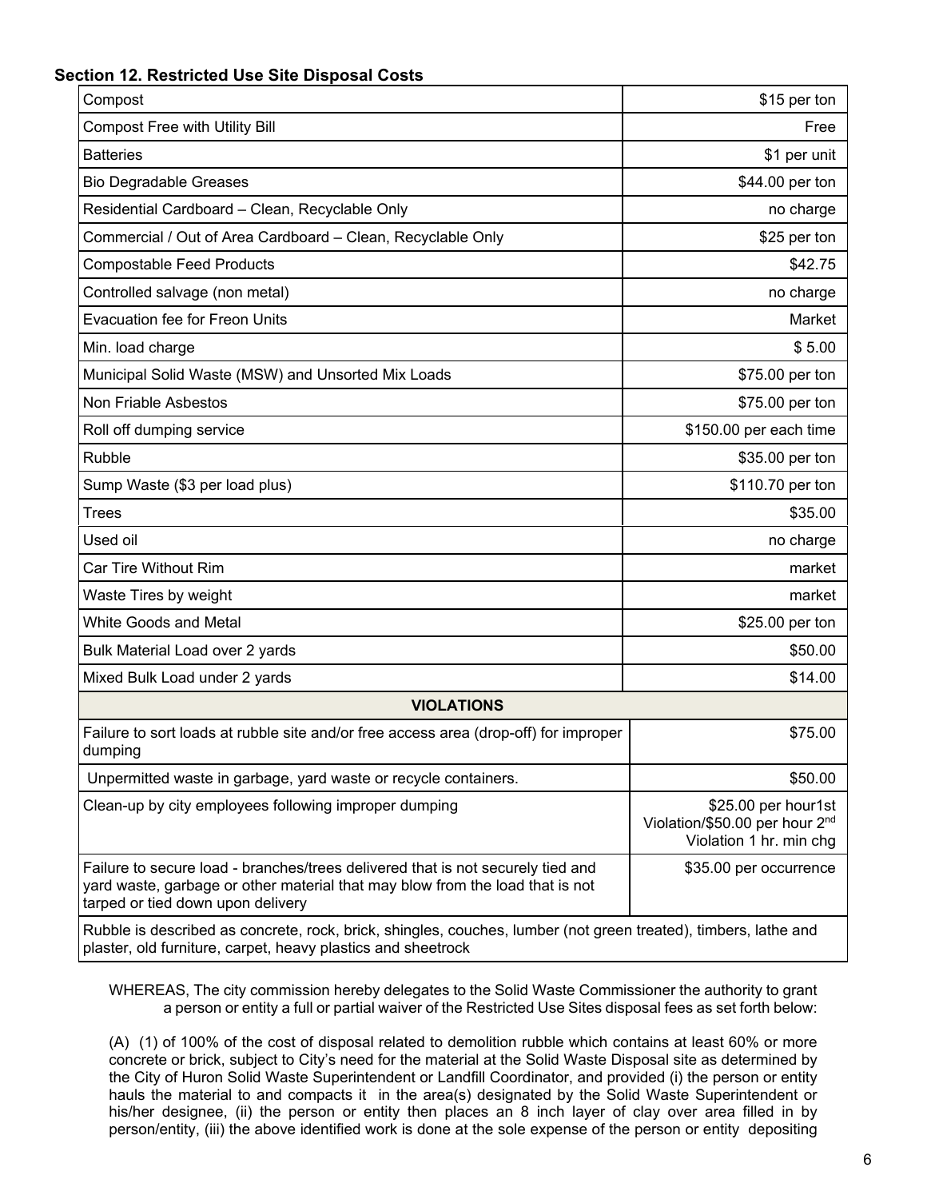**Section 12. Restricted Use Site Disposal Costs**

| | |
|---|---|
| Compost | $15 per ton |
| Compost Free with Utility Bill | Free |
| Batteries | $1 per unit |
| Bio Degradable Greases | $44.00 per ton |
| Residential Cardboard – Clean, Recyclable Only | no charge |
| Commercial / Out of Area Cardboard – Clean, Recyclable Only | $25 per ton |
| Compostable Feed Products | $42.75 |
| Controlled salvage (non metal) | no charge |
| Evacuation fee for Freon Units | Market |
| Min. load charge | $ 5.00 |
| Municipal Solid Waste (MSW) and Unsorted Mix Loads | $75.00 per ton |
| Non Friable Asbestos | $75.00 per ton |
| Roll off dumping service | $150.00 per each time |
| Rubble | $35.00 per ton |
| Sump Waste ($3 per load plus) | $110.70 per ton |
| Trees | $35.00 |
| Used oil | no charge |
| Car Tire Without Rim | market |
| Waste Tires by weight | market |
| White Goods and Metal | $25.00 per ton |
| Bulk Material Load over 2 yards | $50.00 |
| Mixed Bulk Load under 2 yards | $14.00 |
| **VIOLATIONS** | |
| Failure to sort loads at rubble site and/or free access area (drop-off) for improper dumping | $75.00 |
| Unpermitted waste in garbage, yard waste or recycle containers. | $50.00 |
| Clean-up by city employees following improper dumping | $25.00 per hour1st Violation/$50.00 per hour 2nd Violation 1 hr. min chg |
| Failure to secure load - branches/trees delivered that is not securely tied and yard waste, garbage or other material that may blow from the load that is not tarped or tied down upon delivery | $35.00 per occurrence |
| Rubble is described as concrete, rock, brick, shingles, couches, lumber (not green treated), timbers, lathe and plaster, old furniture, carpet, heavy plastics and sheetrock | |

WHEREAS, The city commission hereby delegates to the Solid Waste Commissioner the authority to grant a person or entity a full or partial waiver of the Restricted Use Sites disposal fees as set forth below:

(A) (1) of 100% of the cost of disposal related to demolition rubble which contains at least 60% or more concrete or brick, subject to City's need for the material at the Solid Waste Disposal site as determined by the City of Huron Solid Waste Superintendent or Landfill Coordinator, and provided (i) the person or entity hauls the material to and compacts it in the area(s) designated by the Solid Waste Superintendent or his/her designee, (ii) the person or entity then places an 8 inch layer of clay over area filled in by person/entity, (iii) the above identified work is done at the sole expense of the person or entity depositing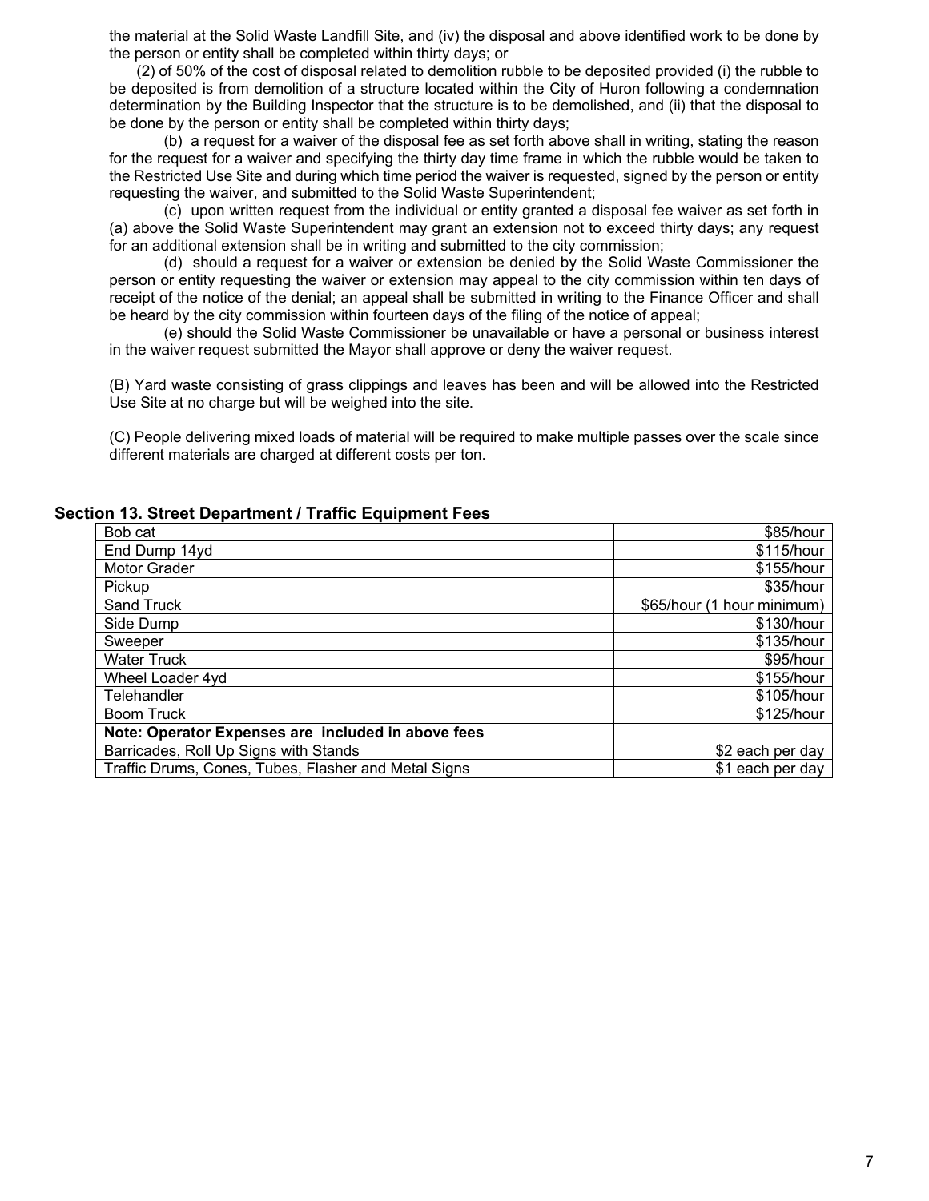the material at the Solid Waste Landfill Site, and (iv) the disposal and above identified work to be done by the person or entity shall be completed within thirty days; or

(2) of 50% of the cost of disposal related to demolition rubble to be deposited provided (i) the rubble to be deposited is from demolition of a structure located within the City of Huron following a condemnation determination by the Building Inspector that the structure is to be demolished, and (ii) that the disposal to be done by the person or entity shall be completed within thirty days;

(b) a request for a waiver of the disposal fee as set forth above shall in writing, stating the reason for the request for a waiver and specifying the thirty day time frame in which the rubble would be taken to the Restricted Use Site and during which time period the waiver is requested, signed by the person or entity requesting the waiver, and submitted to the Solid Waste Superintendent;

(c) upon written request from the individual or entity granted a disposal fee waiver as set forth in (a) above the Solid Waste Superintendent may grant an extension not to exceed thirty days; any request for an additional extension shall be in writing and submitted to the city commission;

(d) should a request for a waiver or extension be denied by the Solid Waste Commissioner the person or entity requesting the waiver or extension may appeal to the city commission within ten days of receipt of the notice of the denial; an appeal shall be submitted in writing to the Finance Officer and shall be heard by the city commission within fourteen days of the filing of the notice of appeal;

(e) should the Solid Waste Commissioner be unavailable or have a personal or business interest in the waiver request submitted the Mayor shall approve or deny the waiver request.

(B) Yard waste consisting of grass clippings and leaves has been and will be allowed into the Restricted Use Site at no charge but will be weighed into the site.

(C) People delivering mixed loads of material will be required to make multiple passes over the scale since different materials are charged at different costs per ton.

## Section 13. Street Department / Traffic Equipment Fees

| Item | Fee |
|---|---:|
| Bob cat | $85/hour |
| End Dump 14yd | $115/hour |
| Motor Grader | $155/hour |
| Pickup | $35/hour |
| Sand Truck | $65/hour (1 hour minimum) |
| Side Dump | $130/hour |
| Sweeper | $135/hour |
| Water Truck | $95/hour |
| Wheel Loader 4yd | $155/hour |
| Telehandler | $105/hour |
| Boom Truck | $125/hour |
| **Note: Operator Expenses are included in above fees** | |
| Barricades, Roll Up Signs with Stands | $2 each per day |
| Traffic Drums, Cones, Tubes, Flasher and Metal Signs | $1 each per day |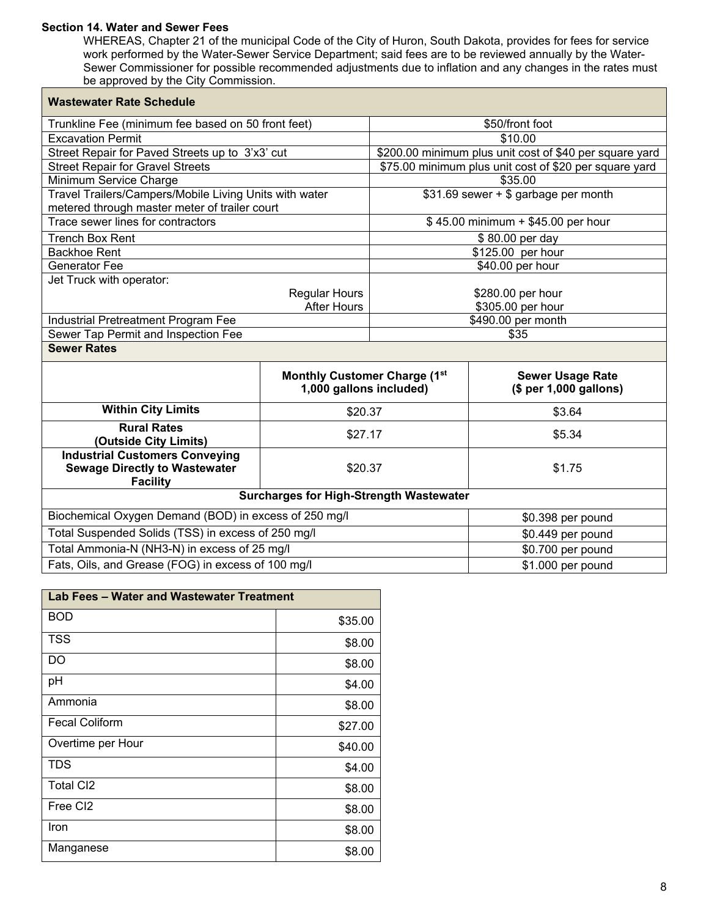**Section 14. Water and Sewer Fees**

WHEREAS, Chapter 21 of the municipal Code of the City of Huron, South Dakota, provides for fees for service work performed by the Water-Sewer Service Department; said fees are to be reviewed annually by the Water-Sewer Commissioner for possible recommended adjustments due to inflation and any changes in the rates must be approved by the City Commission.

| Wastewater Rate Schedule | |
|---|---|
| Trunkline Fee (minimum fee based on 50 front feet) | $50/front foot |
| Excavation Permit | $10.00 |
| Street Repair for Paved Streets up to 3'x3' cut | $200.00 minimum plus unit cost of $40 per square yard |
| Street Repair for Gravel Streets | $75.00 minimum plus unit cost of $20 per square yard |
| Minimum Service Charge | $35.00 |
| Travel Trailers/Campers/Mobile Living Units with water metered through master meter of trailer court | $31.69 sewer + $ garbage per month |
| Trace sewer lines for contractors | $ 45.00 minimum + $45.00 per hour |
| Trench Box Rent | $ 80.00 per day |
| Backhoe Rent | $125.00 per hour |
| Generator Fee | $40.00 per hour |
| Jet Truck with operator: Regular Hours | $280.00 per hour |
| Jet Truck with operator: After Hours | $305.00 per hour |
| Industrial Pretreatment Program Fee | $490.00 per month |
| Sewer Tap Permit and Inspection Fee | $35 |

**Sewer Rates**

| | Monthly Customer Charge (1st 1,000 gallons included) | Sewer Usage Rate ($ per 1,000 gallons) |
|---|---|---|
| **Within City Limits** | $20.37 | $3.64 |
| **Rural Rates (Outside City Limits)** | $27.17 | $5.34 |
| **Industrial Customers Conveying Sewage Directly to Wastewater Facility** | $20.37 | $1.75 |

| Surcharges for High-Strength Wastewater | |
|---|---|
| Biochemical Oxygen Demand (BOD) in excess of 250 mg/l | $0.398 per pound |
| Total Suspended Solids (TSS) in excess of 250 mg/l | $0.449 per pound |
| Total Ammonia-N (NH3-N) in excess of 25 mg/l | $0.700 per pound |
| Fats, Oils, and Grease (FOG) in excess of 100 mg/l | $1.000 per pound |

| Lab Fees – Water and Wastewater Treatment | |
|---|---|
| BOD | $35.00 |
| TSS | $8.00 |
| DO | $8.00 |
| pH | $4.00 |
| Ammonia | $8.00 |
| Fecal Coliform | $27.00 |
| Overtime per Hour | $40.00 |
| TDS | $4.00 |
| Total Cl2 | $8.00 |
| Free Cl2 | $8.00 |
| Iron | $8.00 |
| Manganese | $8.00 |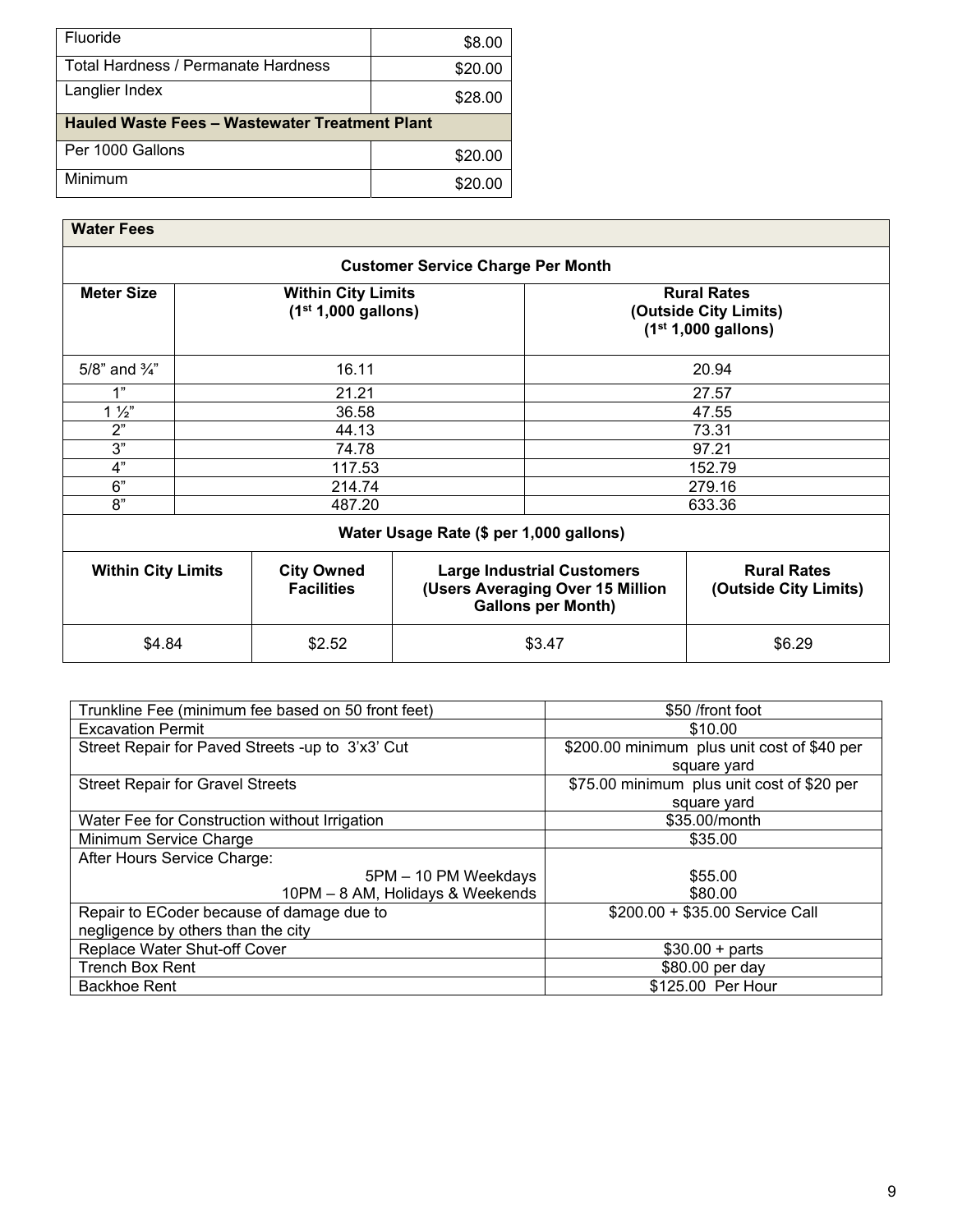| Fluoride | $8.00 |
|---|---|
| Total Hardness / Permanate Hardness | $20.00 |
| Langlier Index | $28.00 |
| **Hauled Waste Fees – Wastewater Treatment Plant** | |
| Per 1000 Gallons | $20.00 |
| Minimum | $20.00 |

| **Water Fees** | | | | |
|---|---|---|---|---|
| **Customer Service Charge Per Month** | | | | |
| **Meter Size** | **Within City Limits (1st 1,000 gallons)** | | **Rural Rates (Outside City Limits) (1st 1,000 gallons)** | |
| 5/8" and ¾" | 16.11 | | 20.94 | |
| 1" | 21.21 | | 27.57 | |
| 1 ½" | 36.58 | | 47.55 | |
| 2" | 44.13 | | 73.31 | |
| 3" | 74.78 | | 97.21 | |
| 4" | 117.53 | | 152.79 | |
| 6" | 214.74 | | 279.16 | |
| 8" | 487.20 | | 633.36 | |
| **Water Usage Rate ($ per 1,000 gallons)** | | | | |
| **Within City Limits** | **City Owned Facilities** | **Large Industrial Customers (Users Averaging Over 15 Million Gallons per Month)** | | **Rural Rates (Outside City Limits)** |
| $4.84 | $2.52 | $3.47 | | $6.29 |

| Trunkline Fee (minimum fee based on 50 front feet) | $50 /front foot |
|---|---|
| Excavation Permit | $10.00 |
| Street Repair for Paved Streets -up to 3'x3' Cut | $200.00 minimum plus unit cost of $40 per square yard |
| Street Repair for Gravel Streets | $75.00 minimum plus unit cost of $20 per square yard |
| Water Fee for Construction without Irrigation | $35.00/month |
| Minimum Service Charge | $35.00 |
| After Hours Service Charge: 5PM – 10 PM Weekdays; 10PM – 8 AM, Holidays & Weekends | $55.00; $80.00 |
| Repair to ECoder because of damage due to negligence by others than the city | $200.00 + $35.00 Service Call |
| Replace Water Shut-off Cover | $30.00 + parts |
| Trench Box Rent | $80.00 per day |
| Backhoe Rent | $125.00 Per Hour |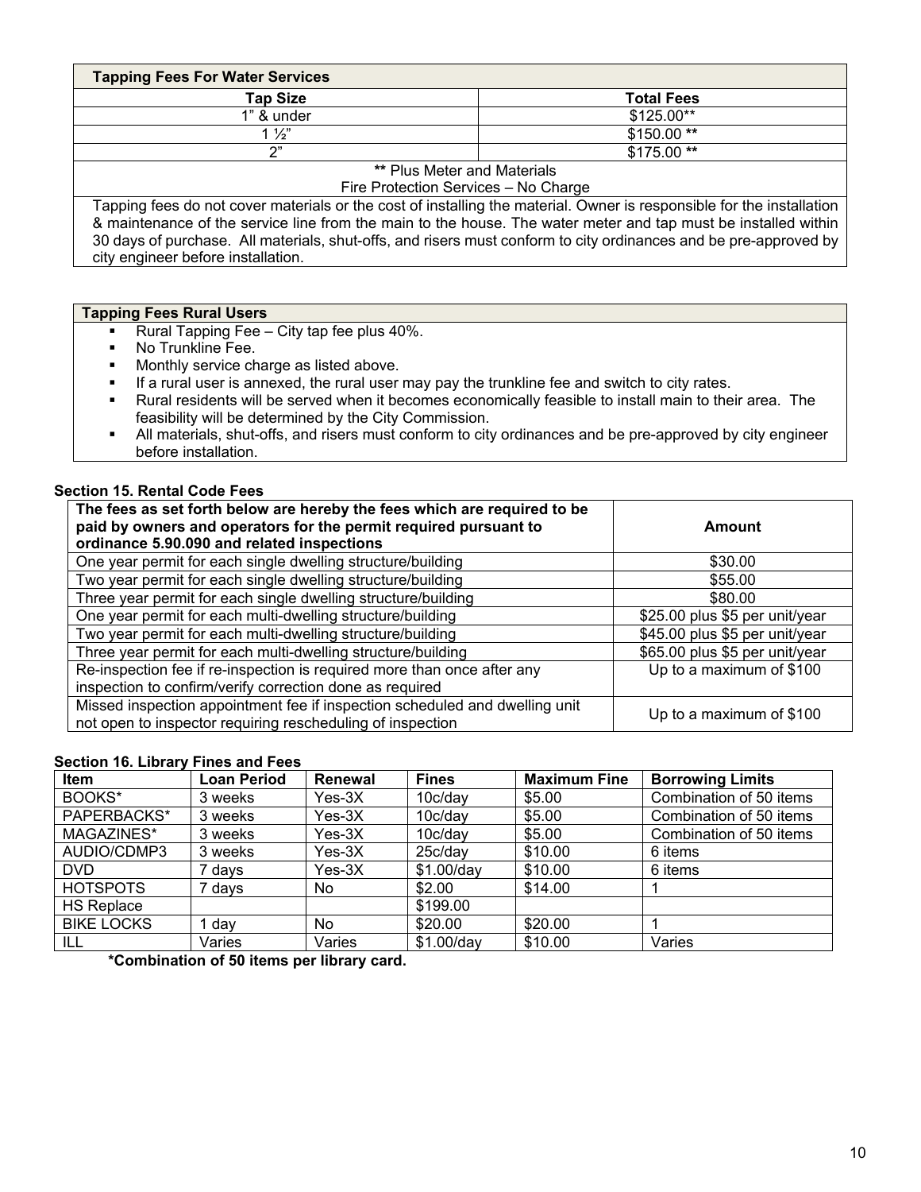| Tapping Fees For Water Services | |
|---|---|
| **Tap Size** | **Total Fees** |
| 1" & under | $125.00** |
| 1 ½" | $150.00 ** |
| 2" | $175.00 ** |

** Plus Meter and Materials
Fire Protection Services – No Charge

Tapping fees do not cover materials or the cost of installing the material. Owner is responsible for the installation & maintenance of the service line from the main to the house. The water meter and tap must be installed within 30 days of purchase. All materials, shut-offs, and risers must conform to city ordinances and be pre-approved by city engineer before installation.

**Tapping Fees Rural Users**

- Rural Tapping Fee – City tap fee plus 40%.
- No Trunkline Fee.
- Monthly service charge as listed above.
- If a rural user is annexed, the rural user may pay the trunkline fee and switch to city rates.
- Rural residents will be served when it becomes economically feasible to install main to their area. The feasibility will be determined by the City Commission.
- All materials, shut-offs, and risers must conform to city ordinances and be pre-approved by city engineer before installation.

### Section 15. Rental Code Fees

| The fees as set forth below are hereby the fees which are required to be paid by owners and operators for the permit required pursuant to ordinance 5.90.090 and related inspections | Amount |
|---|---|
| One year permit for each single dwelling structure/building | $30.00 |
| Two year permit for each single dwelling structure/building | $55.00 |
| Three year permit for each single dwelling structure/building | $80.00 |
| One year permit for each multi-dwelling structure/building | $25.00 plus $5 per unit/year |
| Two year permit for each multi-dwelling structure/building | $45.00 plus $5 per unit/year |
| Three year permit for each multi-dwelling structure/building | $65.00 plus $5 per unit/year |
| Re-inspection fee if re-inspection is required more than once after any inspection to confirm/verify correction done as required | Up to a maximum of $100 |
| Missed inspection appointment fee if inspection scheduled and dwelling unit not open to inspector requiring rescheduling of inspection | Up to a maximum of $100 |

### Section 16. Library Fines and Fees

| Item | Loan Period | Renewal | Fines | Maximum Fine | Borrowing Limits |
|---|---|---|---|---|---|
| BOOKS* | 3 weeks | Yes-3X | 10c/day | $5.00 | Combination of 50 items |
| PAPERBACKS* | 3 weeks | Yes-3X | 10c/day | $5.00 | Combination of 50 items |
| MAGAZINES* | 3 weeks | Yes-3X | 10c/day | $5.00 | Combination of 50 items |
| AUDIO/CDMP3 | 3 weeks | Yes-3X | 25c/day | $10.00 | 6 items |
| DVD | 7 days | Yes-3X | $1.00/day | $10.00 | 6 items |
| HOTSPOTS | 7 days | No | $2.00 | $14.00 | 1 |
| HS Replace | | | $199.00 | | |
| BIKE LOCKS | 1 day | No | $20.00 | $20.00 | 1 |
| ILL | Varies | Varies | $1.00/day | $10.00 | Varies |

**\*Combination of 50 items per library card.**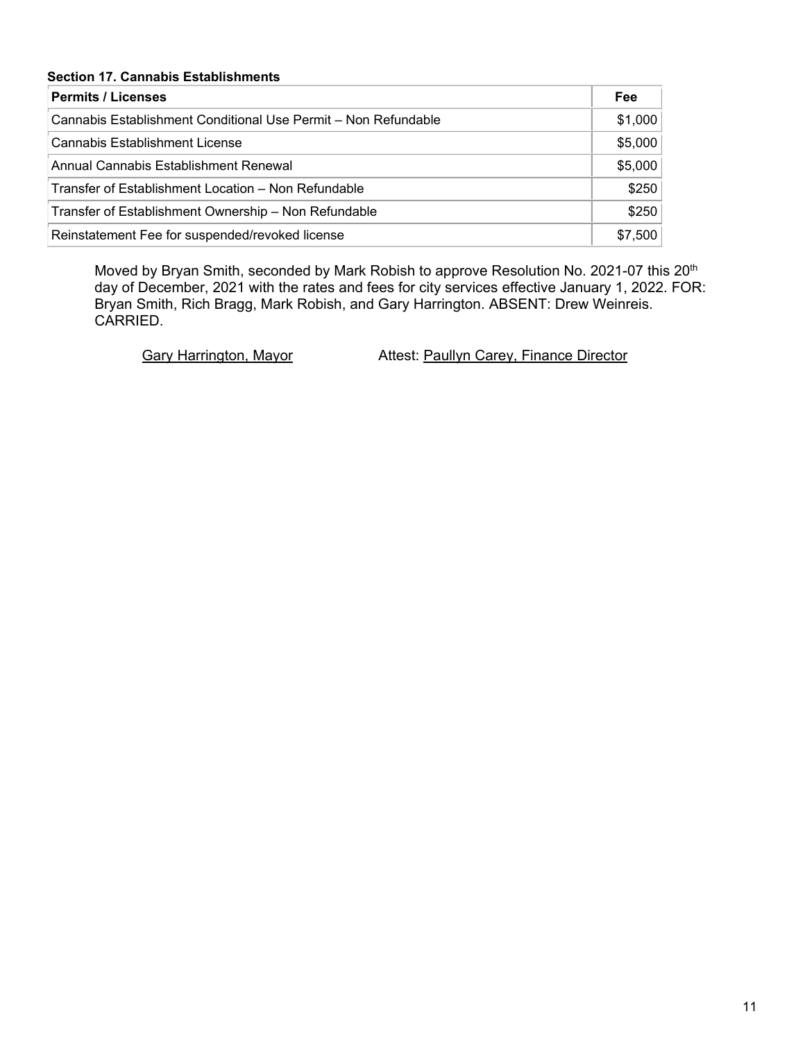**Section 17. Cannabis Establishments**

| Permits / Licenses | Fee |
|---|---|
| Cannabis Establishment Conditional Use Permit – Non Refundable | $1,000 |
| Cannabis Establishment License | $5,000 |
| Annual Cannabis Establishment Renewal | $5,000 |
| Transfer of Establishment Location – Non Refundable | $250 |
| Transfer of Establishment Ownership – Non Refundable | $250 |
| Reinstatement Fee for suspended/revoked license | $7,500 |

Moved by Bryan Smith, seconded by Mark Robish to approve Resolution No. 2021-07 this 20th day of December, 2021 with the rates and fees for city services effective January 1, 2022. FOR: Bryan Smith, Rich Bragg, Mark Robish, and Gary Harrington. ABSENT: Drew Weinreis. CARRIED.

Gary Harrington, Mayor     Attest: Paullyn Carey, Finance Director